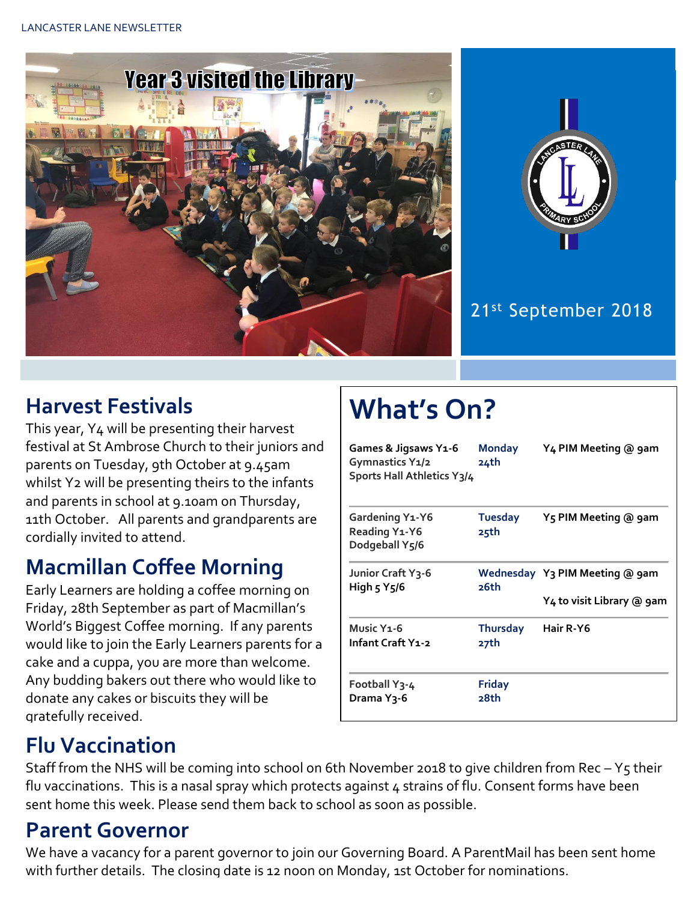LANCASTER LANE NEWSLETTER

Year 3 visited the Library

21st September 2018

## Harvest Festivals

This year, Y4 will be presenting their harvest festival at St Ambrose Church to their juniors and parents on Tuesday, 9th October at 9.45am whilst Y2 will be presenting theirs to the infants and parents in school at 9.10am on Thursday, 11th October. All parents and grandparents are cordially invited to attend.

## Macmillan Coffee Morning

Early Learners are holding a coffee morning on Friday, 28th September as part of Macmillan's World's Biggest Coffee morning. If any parents would like to join the Early Learners parents for a cake and a cuppa, you are more than welcome. Any budding bakers out there who would like to donate any cakes or biscuits they will be gratefully received.

# What's On?

| Clubs | Day | Events |
|---|---|---|
| **Games & Jigsaws Y1-6**<br>**Gymnastics Y1/2**<br>**Sports Hall Athletics Y3/4** | **Monday 24th** | **Y4 PIM Meeting @ 9am** |
| **Gardening Y1-Y6**<br>**Reading Y1-Y6**<br>**Dodgeball Y5/6** | **Tuesday 25th** | **Y5 PIM Meeting @ 9am** |
| **Junior Craft Y3-6**<br>**High 5 Y5/6** | **Wednesday 26th** | **Y3 PIM Meeting @ 9am**<br>**Y4 to visit Library @ 9am** |
| **Music Y1-6**<br>**Infant Craft Y1-2** | **Thursday 27th** | **Hair R-Y6** |
| **Football Y3-4**<br>**Drama Y3-6** | **Friday 28th** | |

## Flu Vaccination

Staff from the NHS will be coming into school on 6th November 2018 to give children from Rec – Y5 their flu vaccinations. This is a nasal spray which protects against 4 strains of flu. Consent forms have been sent home this week. Please send them back to school as soon as possible.

## Parent Governor

We have a vacancy for a parent governor to join our Governing Board. A ParentMail has been sent home with further details. The closing date is 12 noon on Monday, 1st October for nominations.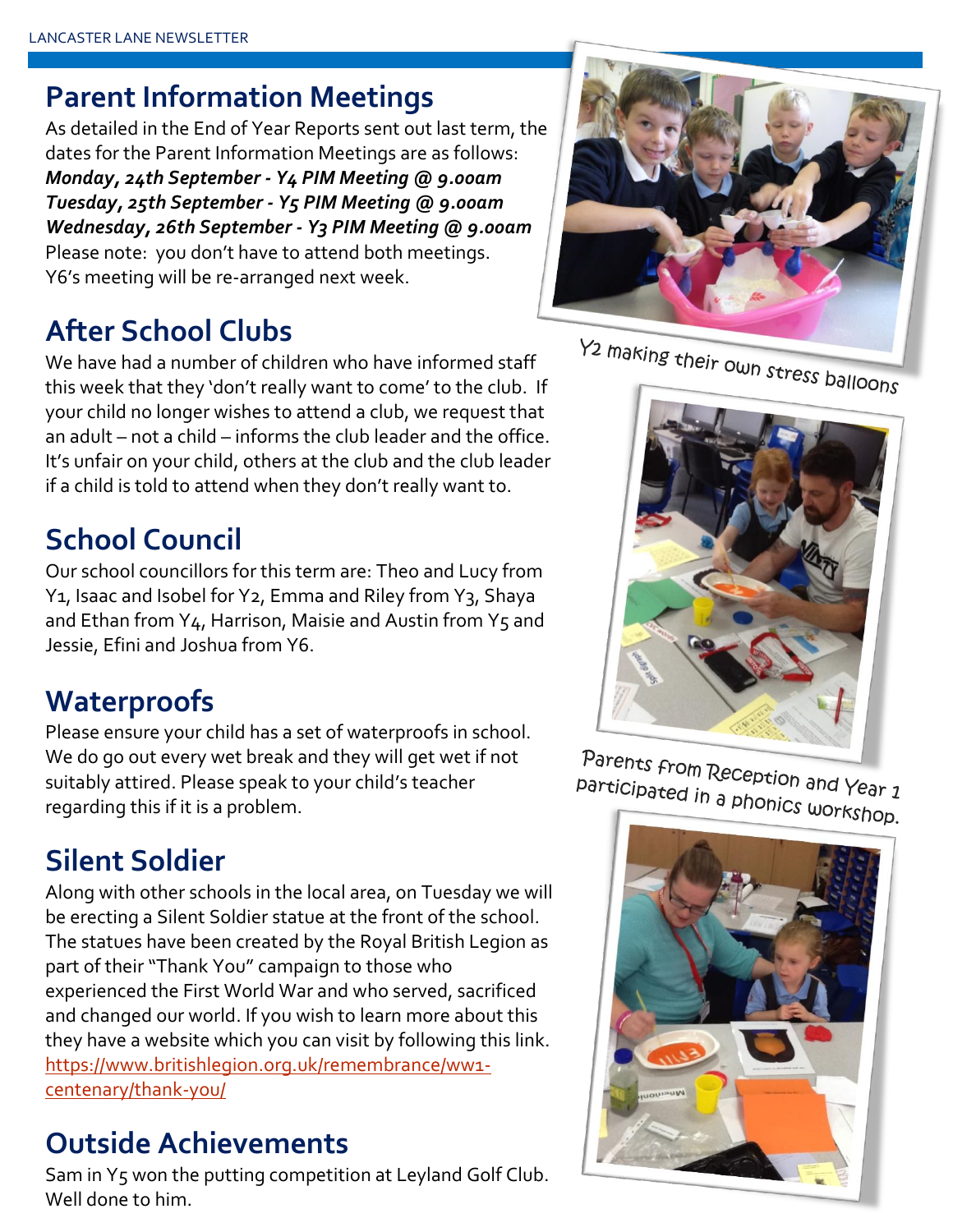## Parent Information Meetings

As detailed in the End of Year Reports sent out last term, the dates for the Parent Information Meetings are as follows:

***Monday, 24th September - Y4 PIM Meeting @ 9.00am***
***Tuesday, 25th September - Y5 PIM Meeting @ 9.00am***
***Wednesday, 26th September - Y3 PIM Meeting @ 9.00am***

Please note: you don't have to attend both meetings. Y6's meeting will be re-arranged next week.

## After School Clubs

We have had a number of children who have informed staff this week that they 'don't really want to come' to the club. If your child no longer wishes to attend a club, we request that an adult – not a child – informs the club leader and the office. It's unfair on your child, others at the club and the club leader if a child is told to attend when they don't really want to.

## School Council

Our school councillors for this term are: Theo and Lucy from Y1, Isaac and Isobel for Y2, Emma and Riley from Y3, Shaya and Ethan from Y4, Harrison, Maisie and Austin from Y5 and Jessie, Efini and Joshua from Y6.

## Waterproofs

Please ensure your child has a set of waterproofs in school. We do go out every wet break and they will get wet if not suitably attired. Please speak to your child's teacher regarding this if it is a problem.

## Silent Soldier

Along with other schools in the local area, on Tuesday we will be erecting a Silent Soldier statue at the front of the school. The statues have been created by the Royal British Legion as part of their "Thank You" campaign to those who experienced the First World War and who served, sacrificed and changed our world. If you wish to learn more about this they have a website which you can visit by following this link. https://www.britishlegion.org.uk/remembrance/ww1-centenary/thank-you/

## Outside Achievements

Sam in Y5 won the putting competition at Leyland Golf Club. Well done to him.

Y2 making their own stress balloons

Parents from Reception and Year 1 participated in a phonics workshop.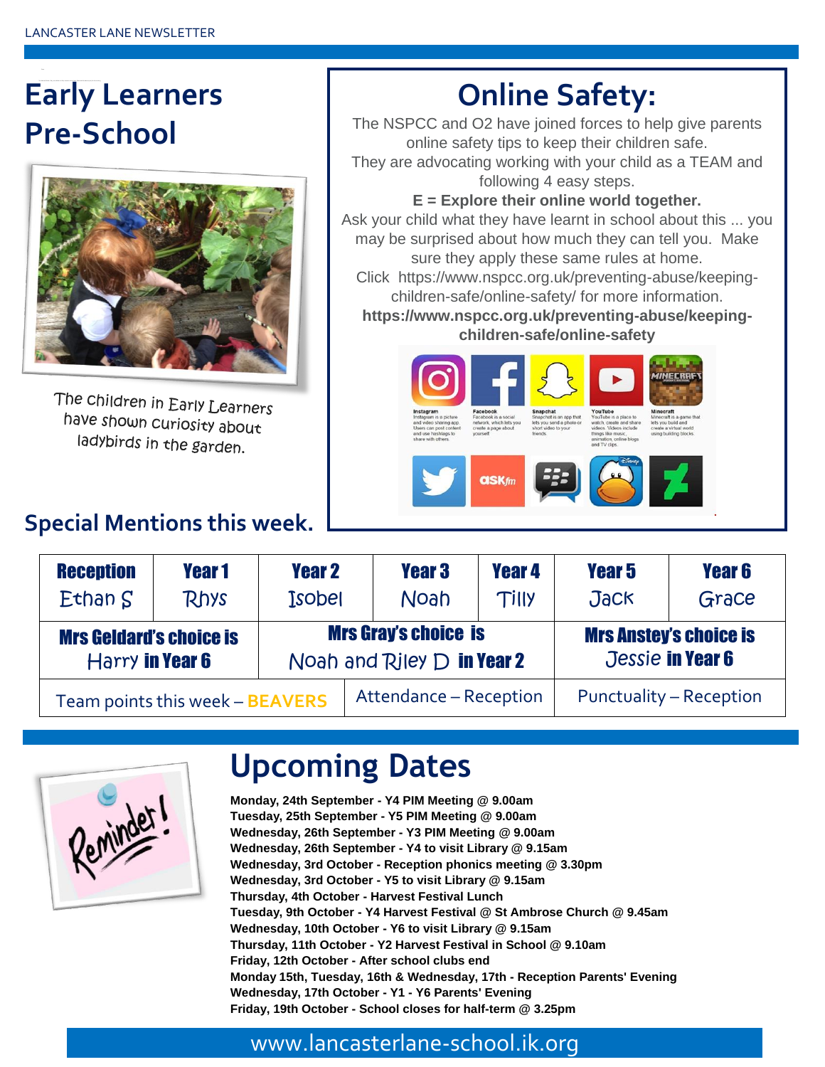# Early Learners Pre-School

The children in Early Learners have shown curiosity about ladybirds in the garden.

# Online Safety:

The NSPCC and O2 have joined forces to help give parents online safety tips to keep their children safe.

They are advocating working with your child as a TEAM and following 4 easy steps.

**E = Explore their online world together.**

Ask your child what they have learnt in school about this ... you may be surprised about how much they can tell you. Make sure they apply these same rules at home.

Click https://www.nspcc.org.uk/preventing-abuse/keeping-children-safe/online-safety/ for more information.

**https://www.nspcc.org.uk/preventing-abuse/keeping-children-safe/online-safety**

Instagram
Instagram is a picture and video sharing app. Users can post content and use hashtags to share with others.

Facebook
Facebook is a social network, which lets you create a page about yourself.

Snapchat
Snapchat is an app that lets you send a photo or short video to your friends.

YouTube
YouTube is a place to watch, create and share videos. Videos include things like music, animation, online blogs and TV clips.

Minecraft
Minecraft is a game that lets you build and create a virtual world using building blocks.

## Special Mentions this week.

| Reception | Year 1 | Year 2 | Year 3 | Year 4 | Year 5 | Year 6 |
|---|---|---|---|---|---|---|
| Ethan S | Rhys | Isobel | Noah | Tilly | Jack | Grace |
| **Mrs Geldard's choice is** Harry **in Year 6** | | **Mrs Gray's choice is** Noah and Riley D **in Year 2** | | | **Mrs Anstey's choice is** Jessie **in Year 6** | |
| Team points this week – **BEAVERS** | | Attendance – Reception | | | Punctuality – Reception | |

# Upcoming Dates

**Monday, 24th September - Y4 PIM Meeting @ 9.00am**
**Tuesday, 25th September - Y5 PIM Meeting @ 9.00am**
**Wednesday, 26th September - Y3 PIM Meeting @ 9.00am**
**Wednesday, 26th September - Y4 to visit Library @ 9.15am**
**Wednesday, 3rd October - Reception phonics meeting @ 3.30pm**
**Wednesday, 3rd October - Y5 to visit Library @ 9.15am**
**Thursday, 4th October - Harvest Festival Lunch**
**Tuesday, 9th October - Y4 Harvest Festival @ St Ambrose Church @ 9.45am**
**Wednesday, 10th October - Y6 to visit Library @ 9.15am**
**Thursday, 11th October - Y2 Harvest Festival in School @ 9.10am**
**Friday, 12th October - After school clubs end**
**Monday 15th, Tuesday, 16th & Wednesday, 17th - Reception Parents' Evening**
**Wednesday, 17th October - Y1 - Y6 Parents' Evening**
**Friday, 19th October - School closes for half-term @ 3.25pm**

www.lancasterlane-school.ik.org